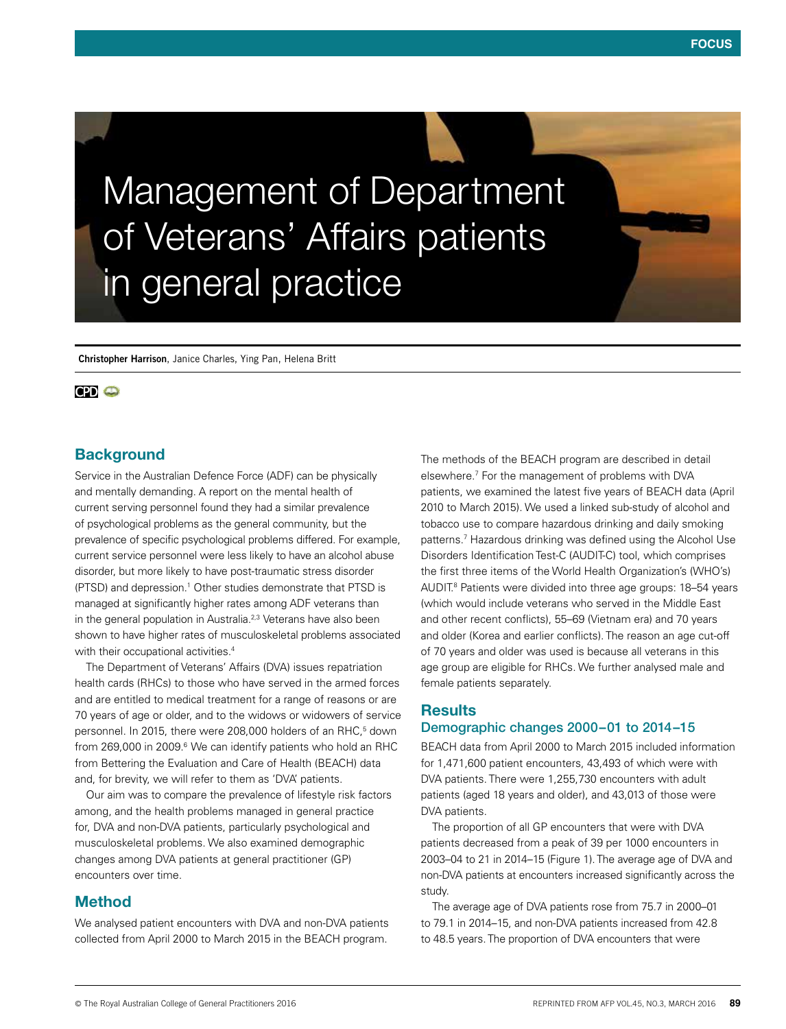# Management of Department of Veterans' Affairs patients in general practice

**Christopher Harrison**, Janice Charles, Ying Pan, Helena Britt

## Background

Service in the Australian Defence Force (ADF) can be physically and mentally demanding. A report on the mental health of current serving personnel found they had a similar prevalence of psychological problems as the general community, but the prevalence of specific psychological problems differed. For example, current service personnel were less likely to have an alcohol abuse disorder, but more likely to have post-traumatic stress disorder (PTSD) and depression.[1] Other studies demonstrate that PTSD is managed at significantly higher rates among ADF veterans than in the general population in Australia.[2,3] Veterans have also been shown to have higher rates of musculoskeletal problems associated with their occupational activities.[4]

The Department of Veterans' Affairs (DVA) issues repatriation health cards (RHCs) to those who have served in the armed forces and are entitled to medical treatment for a range of reasons or are 70 years of age or older, and to the widows or widowers of service personnel. In 2015, there were 208,000 holders of an RHC,[5] down from 269,000 in 2009.[6] We can identify patients who hold an RHC from Bettering the Evaluation and Care of Health (BEACH) data and, for brevity, we will refer to them as 'DVA' patients.

Our aim was to compare the prevalence of lifestyle risk factors among, and the health problems managed in general practice for, DVA and non-DVA patients, particularly psychological and musculoskeletal problems. We also examined demographic changes among DVA patients at general practitioner (GP) encounters over time.

## Method

We analysed patient encounters with DVA and non-DVA patients collected from April 2000 to March 2015 in the BEACH program. The methods of the BEACH program are described in detail elsewhere.[7] For the management of problems with DVA patients, we examined the latest five years of BEACH data (April 2010 to March 2015). We used a linked sub-study of alcohol and tobacco use to compare hazardous drinking and daily smoking patterns.[7] Hazardous drinking was defined using the Alcohol Use Disorders Identification Test-C (AUDIT-C) tool, which comprises the first three items of the World Health Organization's (WHO's) AUDIT.[8] Patients were divided into three age groups: 18–54 years (which would include veterans who served in the Middle East and other recent conflicts), 55–69 (Vietnam era) and 70 years and older (Korea and earlier conflicts). The reason an age cut-off of 70 years and older was used is because all veterans in this age group are eligible for RHCs. We further analysed male and female patients separately.

## Results

### Demographic changes 2000–01 to 2014–15

BEACH data from April 2000 to March 2015 included information for 1,471,600 patient encounters, 43,493 of which were with DVA patients. There were 1,255,730 encounters with adult patients (aged 18 years and older), and 43,013 of those were DVA patients.

The proportion of all GP encounters that were with DVA patients decreased from a peak of 39 per 1000 encounters in 2003–04 to 21 in 2014–15 (Figure 1). The average age of DVA and non-DVA patients at encounters increased significantly across the study.

The average age of DVA patients rose from 75.7 in 2000–01 to 79.1 in 2014–15, and non-DVA patients increased from 42.8 to 48.5 years. The proportion of DVA encounters that were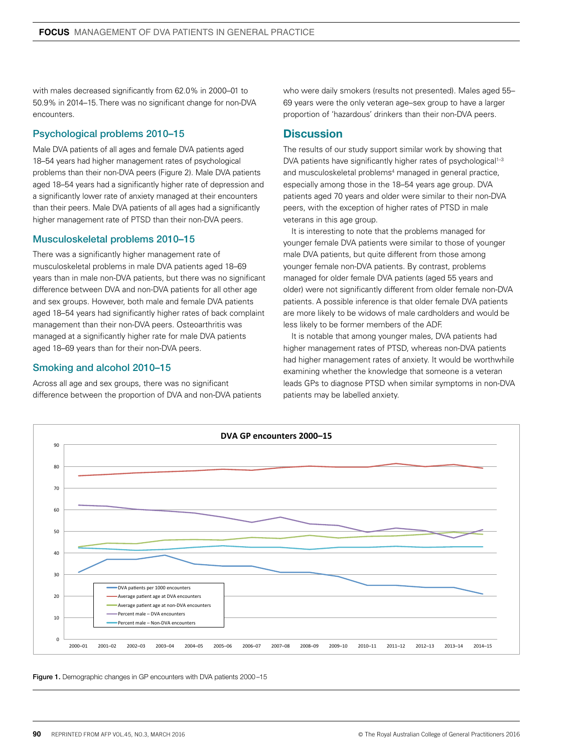with males decreased significantly from 62.0% in 2000–01 to 50.9% in 2014–15. There was no significant change for non-DVA encounters.

### Psychological problems 2010–15

Male DVA patients of all ages and female DVA patients aged 18–54 years had higher management rates of psychological problems than their non-DVA peers (Figure 2). Male DVA patients aged 18–54 years had a significantly higher rate of depression and a significantly lower rate of anxiety managed at their encounters than their peers. Male DVA patients of all ages had a significantly higher management rate of PTSD than their non-DVA peers.

### Musculoskeletal problems 2010–15

There was a significantly higher management rate of musculoskeletal problems in male DVA patients aged 18–69 years than in male non-DVA patients, but there was no significant difference between DVA and non-DVA patients for all other age and sex groups. However, both male and female DVA patients aged 18–54 years had significantly higher rates of back complaint management than their non-DVA peers. Osteoarthritis was managed at a significantly higher rate for male DVA patients aged 18–69 years than for their non-DVA peers.

### Smoking and alcohol 2010–15

Across all age and sex groups, there was no significant difference between the proportion of DVA and non-DVA patients who were daily smokers (results not presented). Males aged 55–69 years were the only veteran age–sex group to have a larger proportion of 'hazardous' drinkers than their non-DVA peers.

## Discussion

The results of our study support similar work by showing that DVA patients have significantly higher rates of psychological[1–3] and musculoskeletal problems[4] managed in general practice, especially among those in the 18–54 years age group. DVA patients aged 70 years and older were similar to their non-DVA peers, with the exception of higher rates of PTSD in male veterans in this age group.

It is interesting to note that the problems managed for younger female DVA patients were similar to those of younger male DVA patients, but quite different from those among younger female non-DVA patients. By contrast, problems managed for older female DVA patients (aged 55 years and older) were not significantly different from older female non-DVA patients. A possible inference is that older female DVA patients are more likely to be widows of male cardholders and would be less likely to be former members of the ADF.

It is notable that among younger males, DVA patients had higher management rates of PTSD, whereas non-DVA patients had higher management rates of anxiety. It would be worthwhile examining whether the knowledge that someone is a veteran leads GPs to diagnose PTSD when similar symptoms in non-DVA patients may be labelled anxiety.

**DVA GP encounters 2000–15**

Legend: DVA patients per 1000 encounters; Average patient age at DVA encounters; Average patient age at non-DVA encounters; Percent male – DVA encounters; Percent male – Non-DVA encounters

**Figure 1.** Demographic changes in GP encounters with DVA patients 2000–15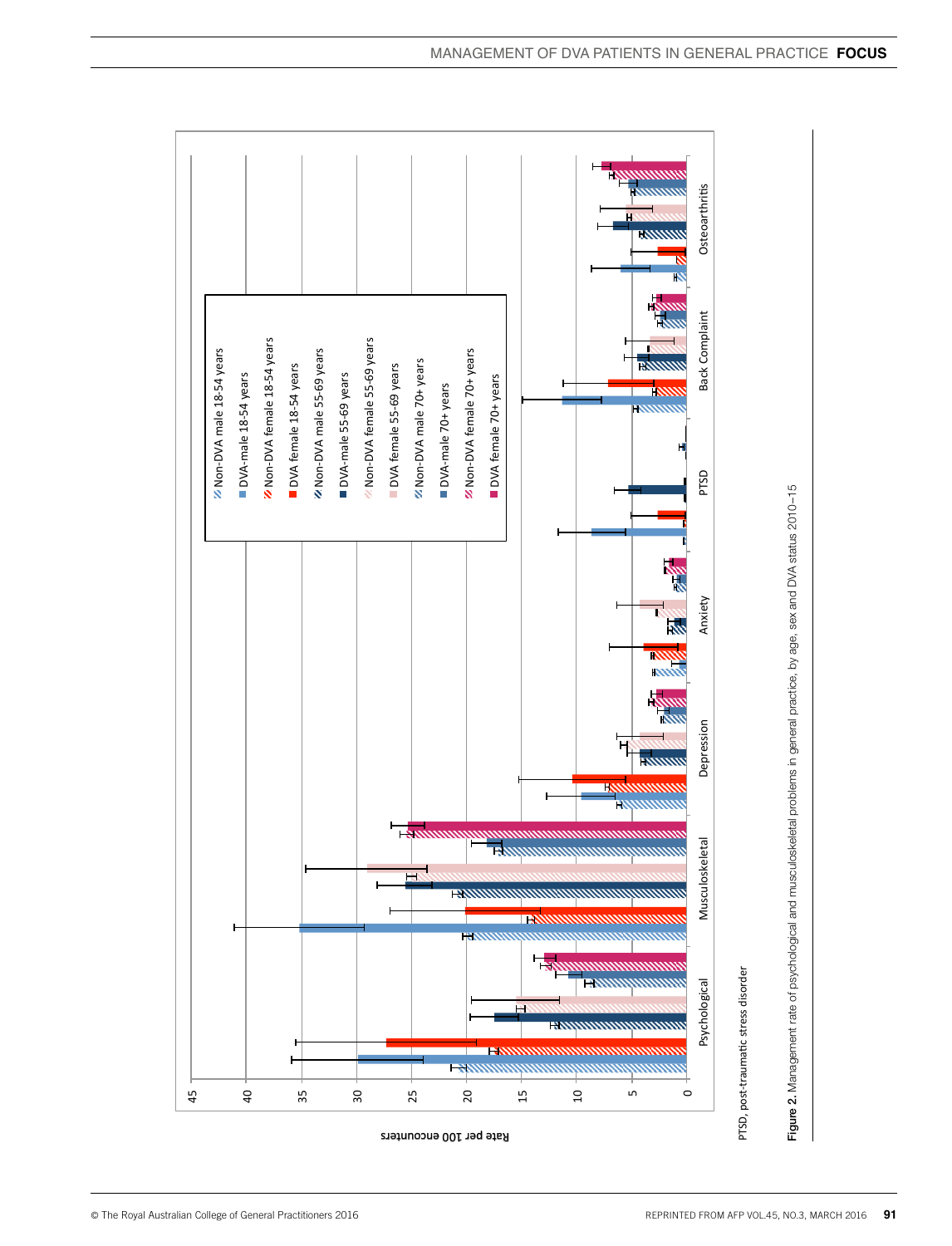PTSD, post-traumatic stress disorder

**Figure 2.** Management rate of psychological and musculoskeletal problems in general practice, by age, sex and DVA status 2010–15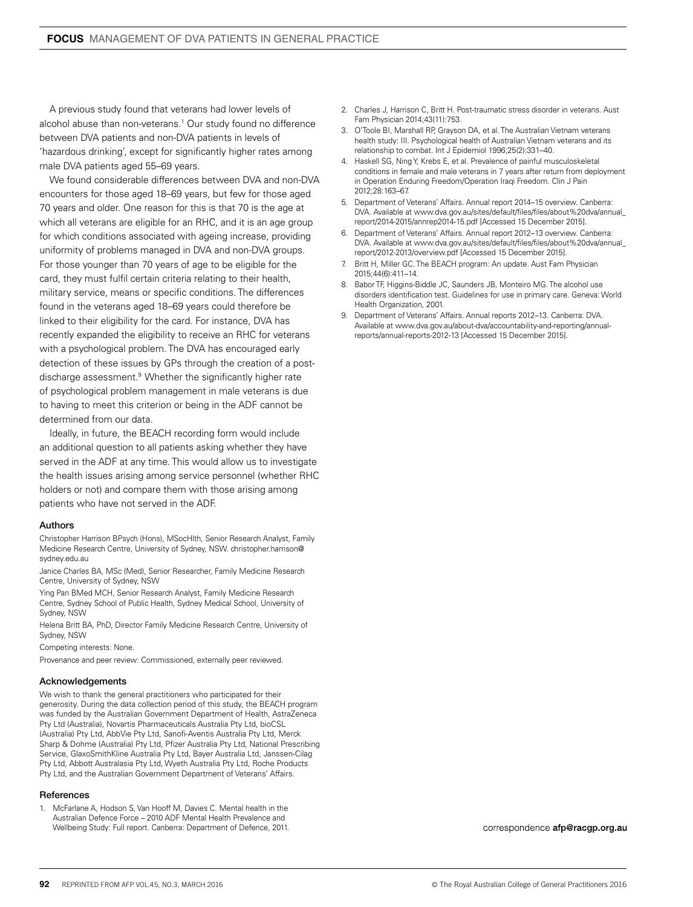A previous study found that veterans had lower levels of alcohol abuse than non-veterans.[1] Our study found no difference between DVA patients and non-DVA patients in levels of 'hazardous drinking', except for significantly higher rates among male DVA patients aged 55–69 years.

We found considerable differences between DVA and non-DVA encounters for those aged 18–69 years, but few for those aged 70 years and older. One reason for this is that 70 is the age at which all veterans are eligible for an RHC, and it is an age group for which conditions associated with ageing increase, providing uniformity of problems managed in DVA and non-DVA groups. For those younger than 70 years of age to be eligible for the card, they must fulfil certain criteria relating to their health, military service, means or specific conditions. The differences found in the veterans aged 18–69 years could therefore be linked to their eligibility for the card. For instance, DVA has recently expanded the eligibility to receive an RHC for veterans with a psychological problem. The DVA has encouraged early detection of these issues by GPs through the creation of a post-discharge assessment.[9] Whether the significantly higher rate of psychological problem management in male veterans is due to having to meet this criterion or being in the ADF cannot be determined from our data.

Ideally, in future, the BEACH recording form would include an additional question to all patients asking whether they have served in the ADF at any time. This would allow us to investigate the health issues arising among service personnel (whether RHC holders or not) and compare them with those arising among patients who have not served in the ADF.

### Authors

Christopher Harrison BPsych (Hons), MSocHlth, Senior Research Analyst, Family Medicine Research Centre, University of Sydney, NSW. christopher.harrison@sydney.edu.au

Janice Charles BA, MSc (Med), Senior Researcher, Family Medicine Research Centre, University of Sydney, NSW

Ying Pan BMed MCH, Senior Research Analyst, Family Medicine Research Centre, Sydney School of Public Health, Sydney Medical School, University of Sydney, NSW

Helena Britt BA, PhD, Director Family Medicine Research Centre, University of Sydney, NSW

Competing interests: None.

Provenance and peer review: Commissioned, externally peer reviewed.

### Acknowledgements

We wish to thank the general practitioners who participated for their generosity. During the data collection period of this study, the BEACH program was funded by the Australian Government Department of Health, AstraZeneca Pty Ltd (Australia), Novartis Pharmaceuticals Australia Pty Ltd, bioCSL (Australia) Pty Ltd, AbbVie Pty Ltd, Sanofi-Aventis Australia Pty Ltd, Merck Sharp & Dohme (Australia) Pty Ltd, Pfizer Australia Pty Ltd, National Prescribing Service, GlaxoSmithKline Australia Pty Ltd, Bayer Australia Ltd, Janssen-Cilag Pty Ltd, Abbott Australasia Pty Ltd, Wyeth Australia Pty Ltd, Roche Products Pty Ltd, and the Australian Government Department of Veterans' Affairs.

### References

1. McFarlane A, Hodson S, Van Hooff M, Davies C. Mental health in the Australian Defence Force – 2010 ADF Mental Health Prevalence and Wellbeing Study: Full report. Canberra: Department of Defence, 2011.
2. Charles J, Harrison C, Britt H. Post-traumatic stress disorder in veterans. Aust Fam Physician 2014;43(11):753.
3. O'Toole BI, Marshall RP, Grayson DA, et al. The Australian Vietnam veterans health study: III. Psychological health of Australian Vietnam veterans and its relationship to combat. Int J Epidemiol 1996;25(2):331–40.
4. Haskell SG, Ning Y, Krebs E, et al. Prevalence of painful musculoskeletal conditions in female and male veterans in 7 years after return from deployment in Operation Enduring Freedom/Operation Iraqi Freedom. Clin J Pain 2012;28:163–67.
5. Department of Veterans' Affairs. Annual report 2014–15 overview. Canberra: DVA. Available at www.dva.gov.au/sites/default/files/files/about%20dva/annual_report/2014-2015/annrep2014-15.pdf [Accessed 15 December 2015].
6. Department of Veterans' Affairs. Annual report 2012–13 overview. Canberra: DVA. Available at www.dva.gov.au/sites/default/files/files/about%20dva/annual_report/2012-2013/overview.pdf [Accessed 15 December 2015].
7. Britt H, Miller GC. The BEACH program: An update. Aust Fam Physician 2015;44(6):411–14.
8. Babor TF, Higgins-Biddle JC, Saunders JB, Monteiro MG. The alcohol use disorders identification test. Guidelines for use in primary care. Geneva: World Health Organization, 2001.
9. Department of Veterans' Affairs. Annual reports 2012–13. Canberra: DVA. Available at www.dva.gov.au/about-dva/accountability-and-reporting/annual-reports/annual-reports-2012-13 [Accessed 15 December 2015].

correspondence **afp@racgp.org.au**